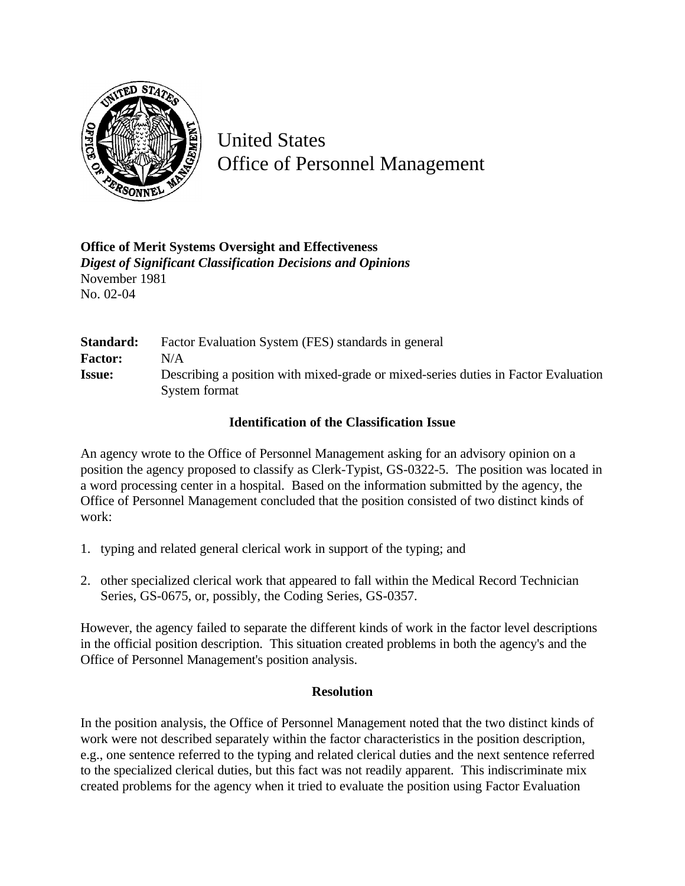# United States
# Office of Personnel Management

**Office of Merit Systems Oversight and Effectiveness**
***Digest of Significant Classification Decisions and Opinions***
November 1981
No. 02-04

| | |
|---|---|
| **Standard:** | Factor Evaluation System (FES) standards in general |
| **Factor:** | N/A |
| **Issue:** | Describing a position with mixed-grade or mixed-series duties in Factor Evaluation System format |

### Identification of the Classification Issue

An agency wrote to the Office of Personnel Management asking for an advisory opinion on a position the agency proposed to classify as Clerk-Typist, GS-0322-5. The position was located in a word processing center in a hospital. Based on the information submitted by the agency, the Office of Personnel Management concluded that the position consisted of two distinct kinds of work:

1. typing and related general clerical work in support of the typing; and

2. other specialized clerical work that appeared to fall within the Medical Record Technician Series, GS-0675, or, possibly, the Coding Series, GS-0357.

However, the agency failed to separate the different kinds of work in the factor level descriptions in the official position description. This situation created problems in both the agency's and the Office of Personnel Management's position analysis.

### Resolution

In the position analysis, the Office of Personnel Management noted that the two distinct kinds of work were not described separately within the factor characteristics in the position description, e.g., one sentence referred to the typing and related clerical duties and the next sentence referred to the specialized clerical duties, but this fact was not readily apparent. This indiscriminate mix created problems for the agency when it tried to evaluate the position using Factor Evaluation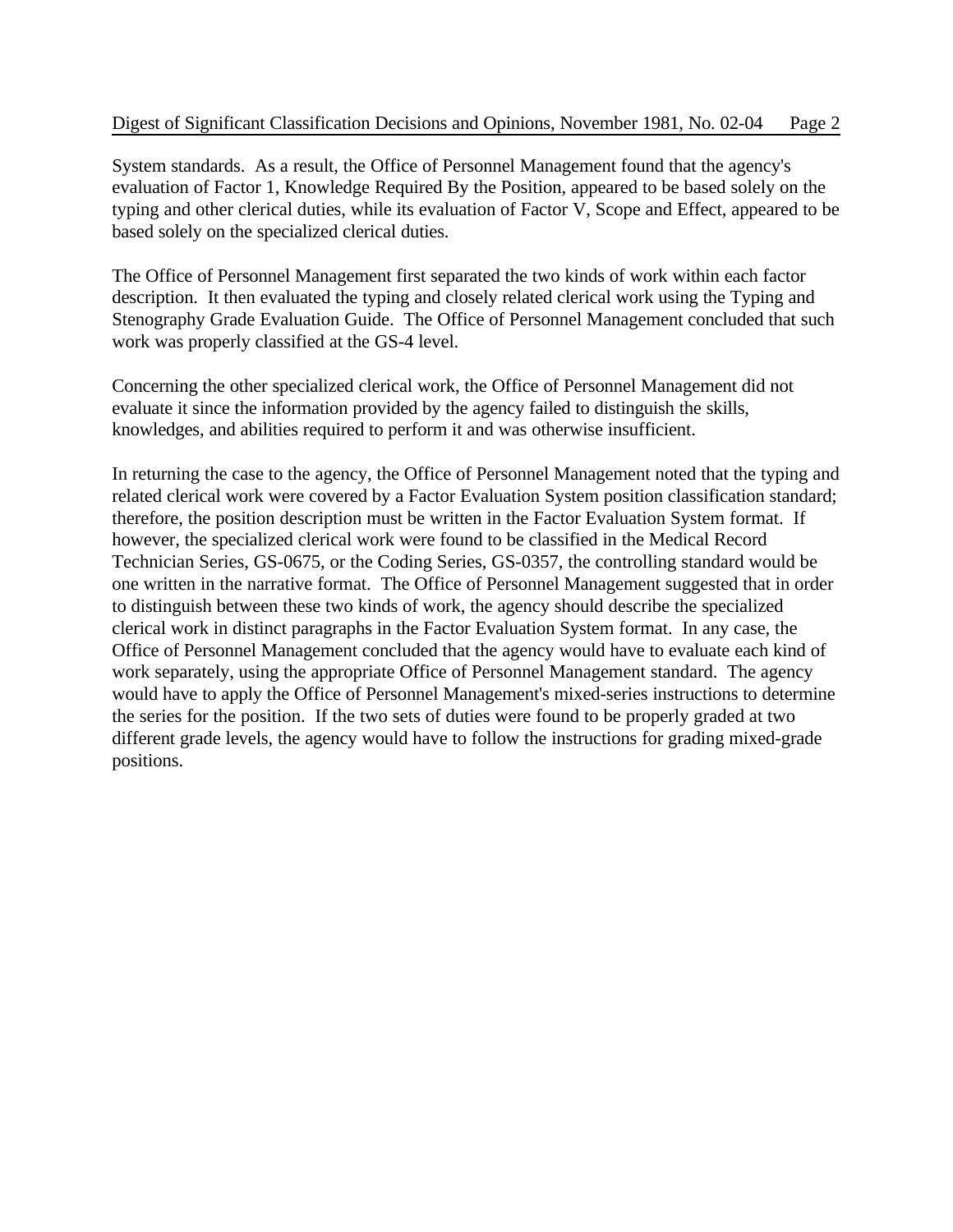System standards. As a result, the Office of Personnel Management found that the agency's evaluation of Factor 1, Knowledge Required By the Position, appeared to be based solely on the typing and other clerical duties, while its evaluation of Factor V, Scope and Effect, appeared to be based solely on the specialized clerical duties.

The Office of Personnel Management first separated the two kinds of work within each factor description. It then evaluated the typing and closely related clerical work using the Typing and Stenography Grade Evaluation Guide. The Office of Personnel Management concluded that such work was properly classified at the GS-4 level.

Concerning the other specialized clerical work, the Office of Personnel Management did not evaluate it since the information provided by the agency failed to distinguish the skills, knowledges, and abilities required to perform it and was otherwise insufficient.

In returning the case to the agency, the Office of Personnel Management noted that the typing and related clerical work were covered by a Factor Evaluation System position classification standard; therefore, the position description must be written in the Factor Evaluation System format. If however, the specialized clerical work were found to be classified in the Medical Record Technician Series, GS-0675, or the Coding Series, GS-0357, the controlling standard would be one written in the narrative format. The Office of Personnel Management suggested that in order to distinguish between these two kinds of work, the agency should describe the specialized clerical work in distinct paragraphs in the Factor Evaluation System format. In any case, the Office of Personnel Management concluded that the agency would have to evaluate each kind of work separately, using the appropriate Office of Personnel Management standard. The agency would have to apply the Office of Personnel Management's mixed-series instructions to determine the series for the position. If the two sets of duties were found to be properly graded at two different grade levels, the agency would have to follow the instructions for grading mixed-grade positions.